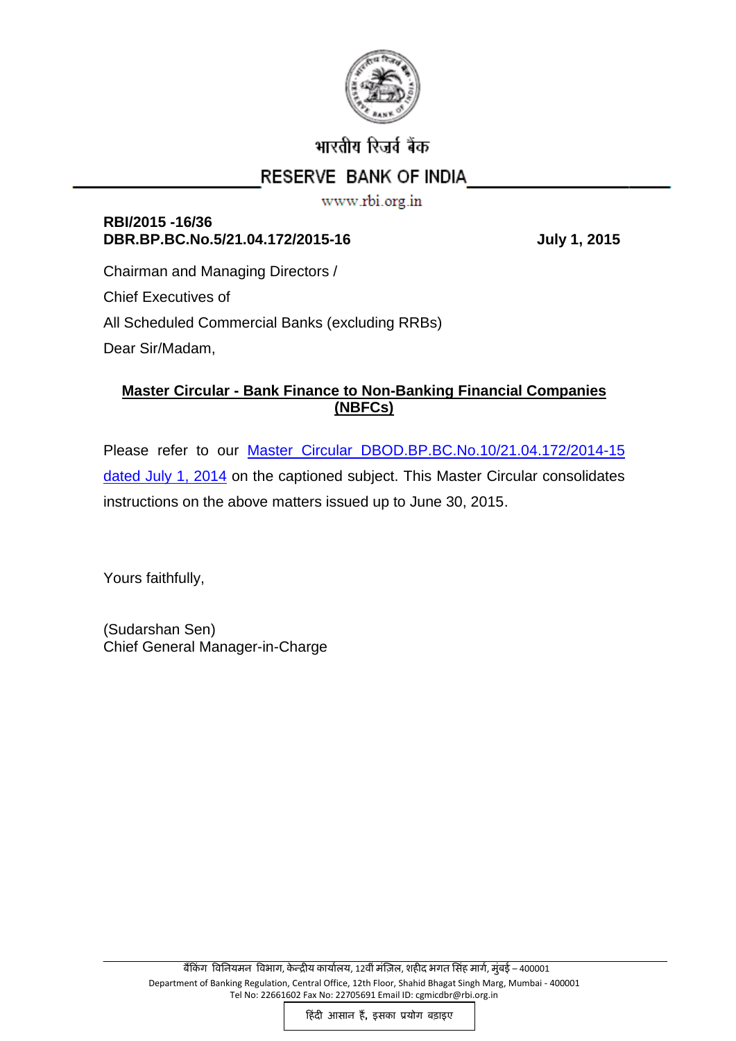भारतीय रिज़र्व बैंक

RESERVE BANK OF INDIA

www.rbi.org.in

**RBI/2015 -16/36**
**DBR.BP.BC.No.5/21.04.172/2015-16** **July 1, 2015**

Chairman and Managing Directors /

Chief Executives of

All Scheduled Commercial Banks (excluding RRBs)

Dear Sir/Madam,

**Master Circular - Bank Finance to Non-Banking Financial Companies (NBFCs)**

Please refer to our Master Circular DBOD.BP.BC.No.10/21.04.172/2014-15 dated July 1, 2014 on the captioned subject. This Master Circular consolidates instructions on the above matters issued up to June 30, 2015.

Yours faithfully,

(Sudarshan Sen)
Chief General Manager-in-Charge

बैंकिंग विनियमन विभाग, केन्द्रीय कार्यालय, 12वीं मंज़िल, शहीद भगत सिंह मार्ग, मुंबई – 400001
Department of Banking Regulation, Central Office, 12th Floor, Shahid Bhagat Singh Marg, Mumbai - 400001
Tel No: 22661602 Fax No: 22705691 Email ID: cgmicdbr@rbi.org.in

हिंदी आसान है, इसका प्रयोग बड़ाइए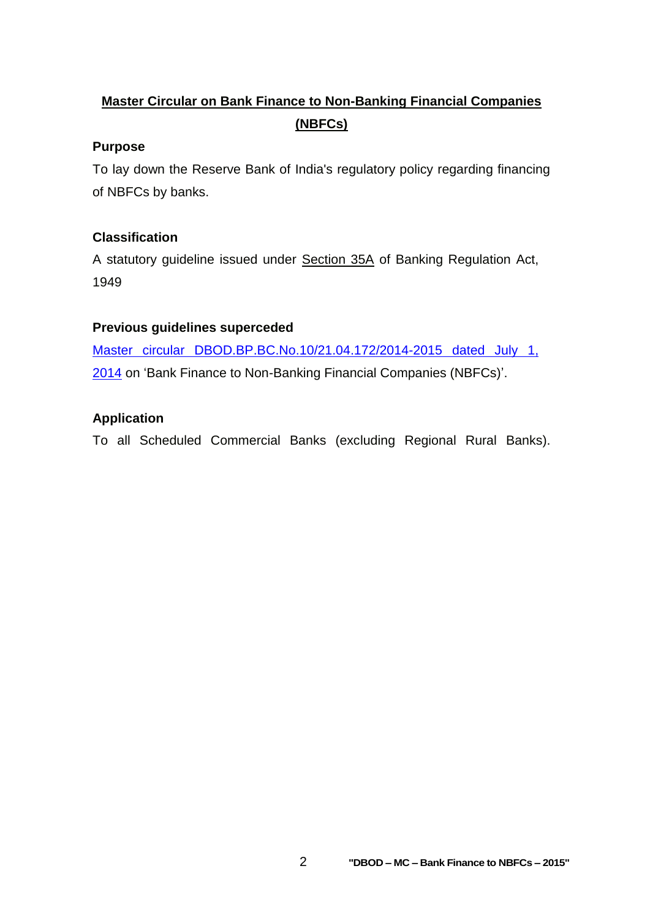# Master Circular on Bank Finance to Non-Banking Financial Companies (NBFCs)

**Purpose**

To lay down the Reserve Bank of India's regulatory policy regarding financing of NBFCs by banks.

**Classification**

A statutory guideline issued under Section 35A of Banking Regulation Act, 1949

**Previous guidelines superceded**

Master circular DBOD.BP.BC.No.10/21.04.172/2014-2015 dated July 1, 2014 on 'Bank Finance to Non-Banking Financial Companies (NBFCs)'.

**Application**

To all Scheduled Commercial Banks (excluding Regional Rural Banks).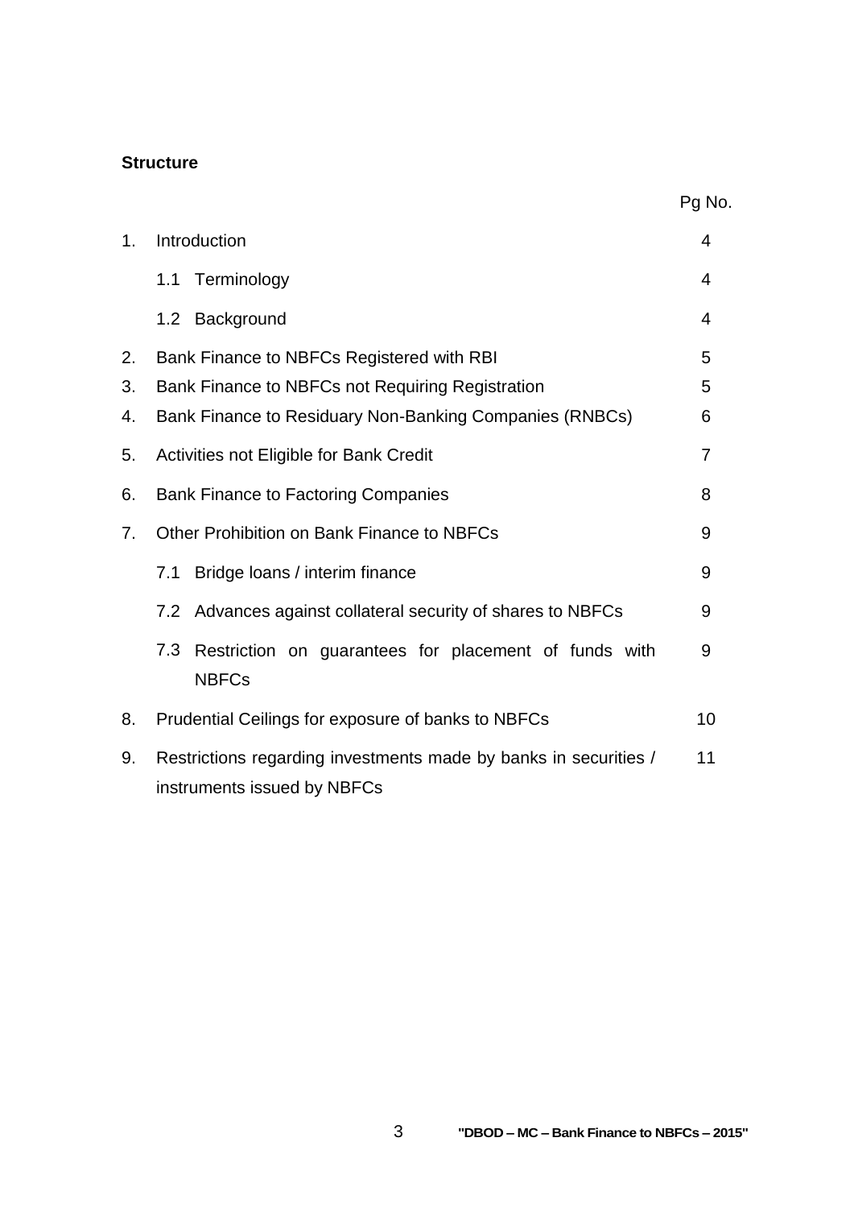**Structure**

| | | Pg No. |
|---|---|---|
| 1. | Introduction | 4 |
| | 1.1 Terminology | 4 |
| | 1.2 Background | 4 |
| 2. | Bank Finance to NBFCs Registered with RBI | 5 |
| 3. | Bank Finance to NBFCs not Requiring Registration | 5 |
| 4. | Bank Finance to Residuary Non-Banking Companies (RNBCs) | 6 |
| 5. | Activities not Eligible for Bank Credit | 7 |
| 6. | Bank Finance to Factoring Companies | 8 |
| 7. | Other Prohibition on Bank Finance to NBFCs | 9 |
| | 7.1 Bridge loans / interim finance | 9 |
| | 7.2 Advances against collateral security of shares to NBFCs | 9 |
| | 7.3 Restriction on guarantees for placement of funds with NBFCs | 9 |
| 8. | Prudential Ceilings for exposure of banks to NBFCs | 10 |
| 9. | Restrictions regarding investments made by banks in securities / instruments issued by NBFCs | 11 |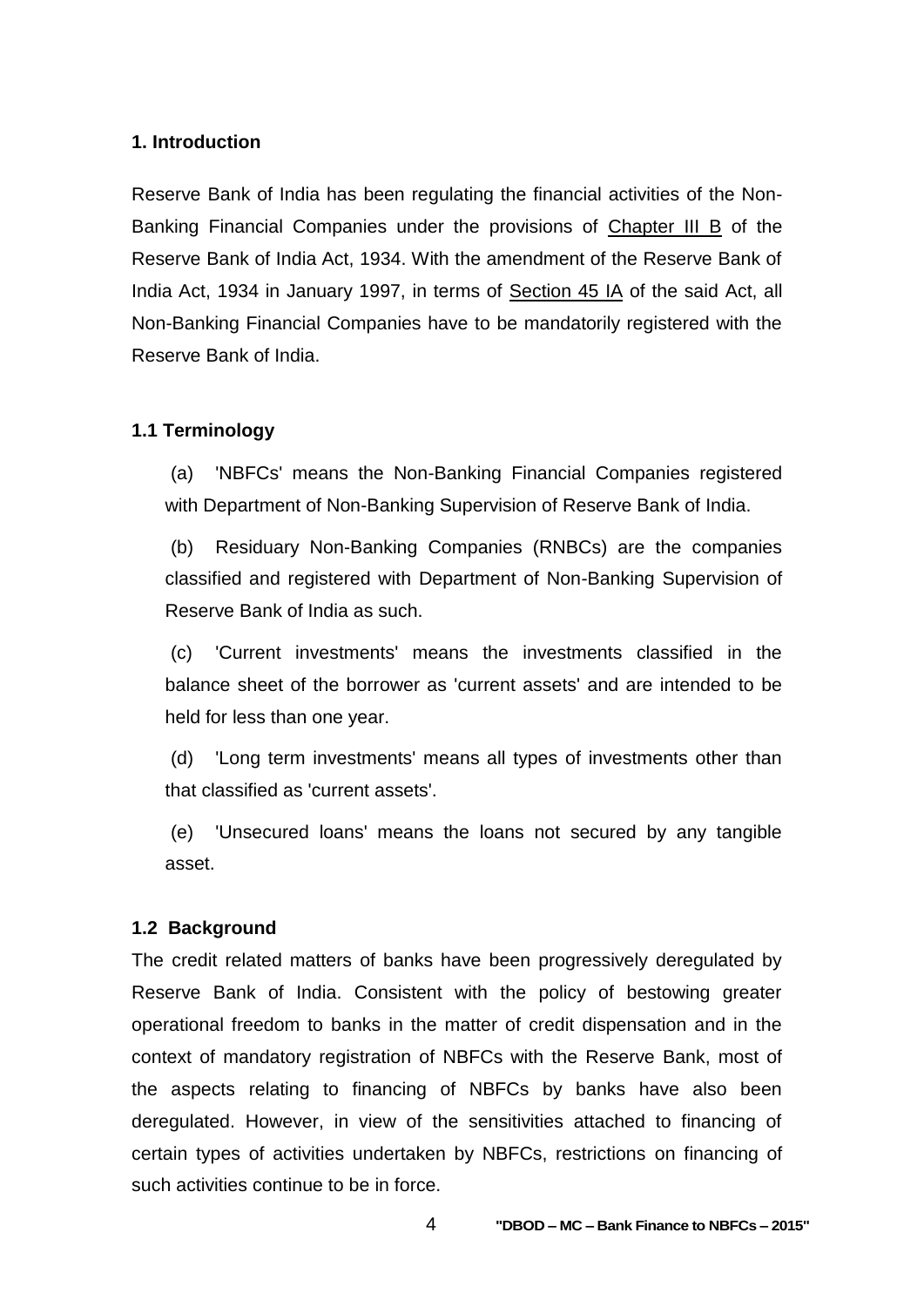## 1. Introduction

Reserve Bank of India has been regulating the financial activities of the Non-Banking Financial Companies under the provisions of Chapter III B of the Reserve Bank of India Act, 1934. With the amendment of the Reserve Bank of India Act, 1934 in January 1997, in terms of Section 45 IA of the said Act, all Non-Banking Financial Companies have to be mandatorily registered with the Reserve Bank of India.

### 1.1 Terminology

(a) 'NBFCs' means the Non-Banking Financial Companies registered with Department of Non-Banking Supervision of Reserve Bank of India.

(b) Residuary Non-Banking Companies (RNBCs) are the companies classified and registered with Department of Non-Banking Supervision of Reserve Bank of India as such.

(c) 'Current investments' means the investments classified in the balance sheet of the borrower as 'current assets' and are intended to be held for less than one year.

(d) 'Long term investments' means all types of investments other than that classified as 'current assets'.

(e) 'Unsecured loans' means the loans not secured by any tangible asset.

### 1.2 Background

The credit related matters of banks have been progressively deregulated by Reserve Bank of India. Consistent with the policy of bestowing greater operational freedom to banks in the matter of credit dispensation and in the context of mandatory registration of NBFCs with the Reserve Bank, most of the aspects relating to financing of NBFCs by banks have also been deregulated. However, in view of the sensitivities attached to financing of certain types of activities undertaken by NBFCs, restrictions on financing of such activities continue to be in force.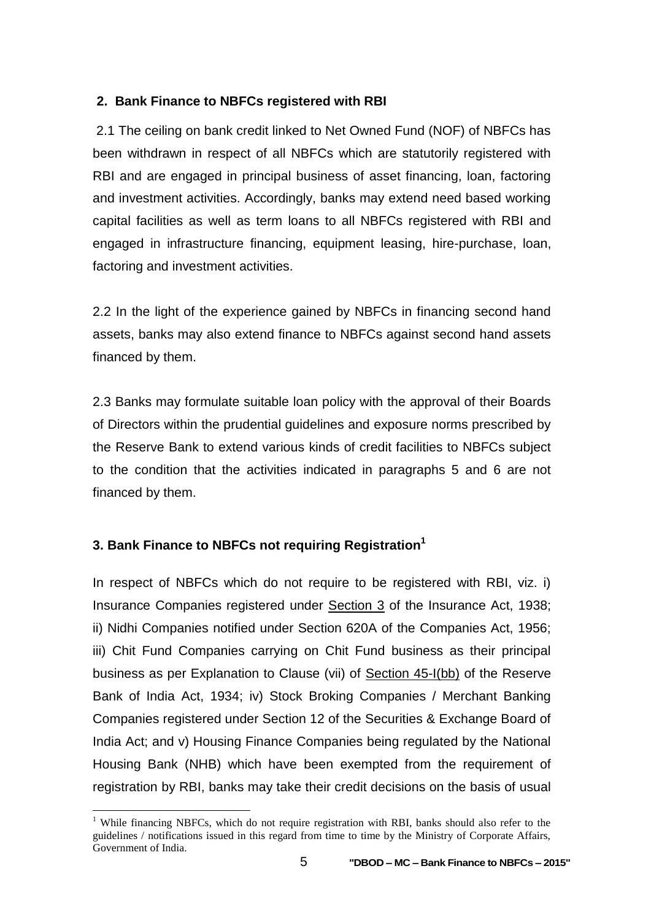## 2. Bank Finance to NBFCs registered with RBI

2.1 The ceiling on bank credit linked to Net Owned Fund (NOF) of NBFCs has been withdrawn in respect of all NBFCs which are statutorily registered with RBI and are engaged in principal business of asset financing, loan, factoring and investment activities. Accordingly, banks may extend need based working capital facilities as well as term loans to all NBFCs registered with RBI and engaged in infrastructure financing, equipment leasing, hire-purchase, loan, factoring and investment activities.

2.2 In the light of the experience gained by NBFCs in financing second hand assets, banks may also extend finance to NBFCs against second hand assets financed by them.

2.3 Banks may formulate suitable loan policy with the approval of their Boards of Directors within the prudential guidelines and exposure norms prescribed by the Reserve Bank to extend various kinds of credit facilities to NBFCs subject to the condition that the activities indicated in paragraphs 5 and 6 are not financed by them.

## 3. Bank Finance to NBFCs not requiring Registration[1]

In respect of NBFCs which do not require to be registered with RBI, viz. i) Insurance Companies registered under Section 3 of the Insurance Act, 1938; ii) Nidhi Companies notified under Section 620A of the Companies Act, 1956; iii) Chit Fund Companies carrying on Chit Fund business as their principal business as per Explanation to Clause (vii) of Section 45-I(bb) of the Reserve Bank of India Act, 1934; iv) Stock Broking Companies / Merchant Banking Companies registered under Section 12 of the Securities & Exchange Board of India Act; and v) Housing Finance Companies being regulated by the National Housing Bank (NHB) which have been exempted from the requirement of registration by RBI, banks may take their credit decisions on the basis of usual

[1] While financing NBFCs, which do not require registration with RBI, banks should also refer to the guidelines / notifications issued in this regard from time to time by the Ministry of Corporate Affairs, Government of India.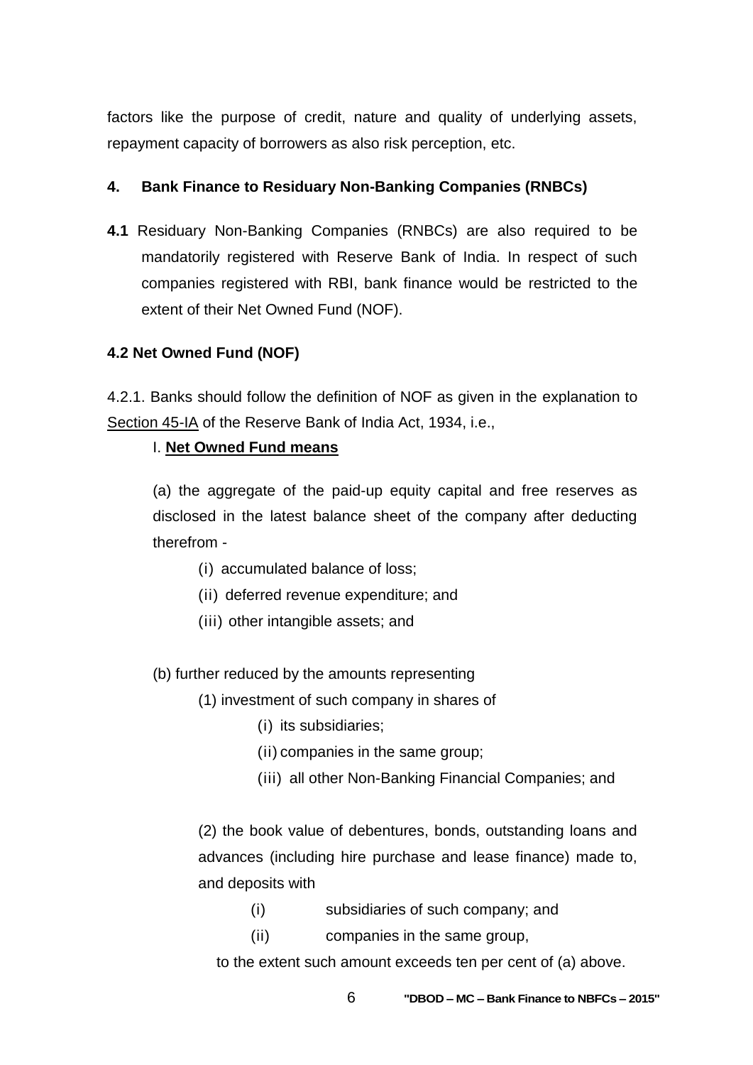factors like the purpose of credit, nature and quality of underlying assets, repayment capacity of borrowers as also risk perception, etc.

## 4. Bank Finance to Residuary Non-Banking Companies (RNBCs)

**4.1** Residuary Non-Banking Companies (RNBCs) are also required to be mandatorily registered with Reserve Bank of India. In respect of such companies registered with RBI, bank finance would be restricted to the extent of their Net Owned Fund (NOF).

### 4.2 Net Owned Fund (NOF)

4.2.1. Banks should follow the definition of NOF as given in the explanation to Section 45-IA of the Reserve Bank of India Act, 1934, i.e.,

I. **Net Owned Fund means**

(a) the aggregate of the paid-up equity capital and free reserves as disclosed in the latest balance sheet of the company after deducting therefrom -

- (i) accumulated balance of loss;
- (ii) deferred revenue expenditure; and
- (iii) other intangible assets; and

(b) further reduced by the amounts representing

(1) investment of such company in shares of

- (i) its subsidiaries;
- (ii) companies in the same group;
- (iii) all other Non-Banking Financial Companies; and

(2) the book value of debentures, bonds, outstanding loans and advances (including hire purchase and lease finance) made to, and deposits with

- (i) subsidiaries of such company; and
- (ii) companies in the same group,

to the extent such amount exceeds ten per cent of (a) above.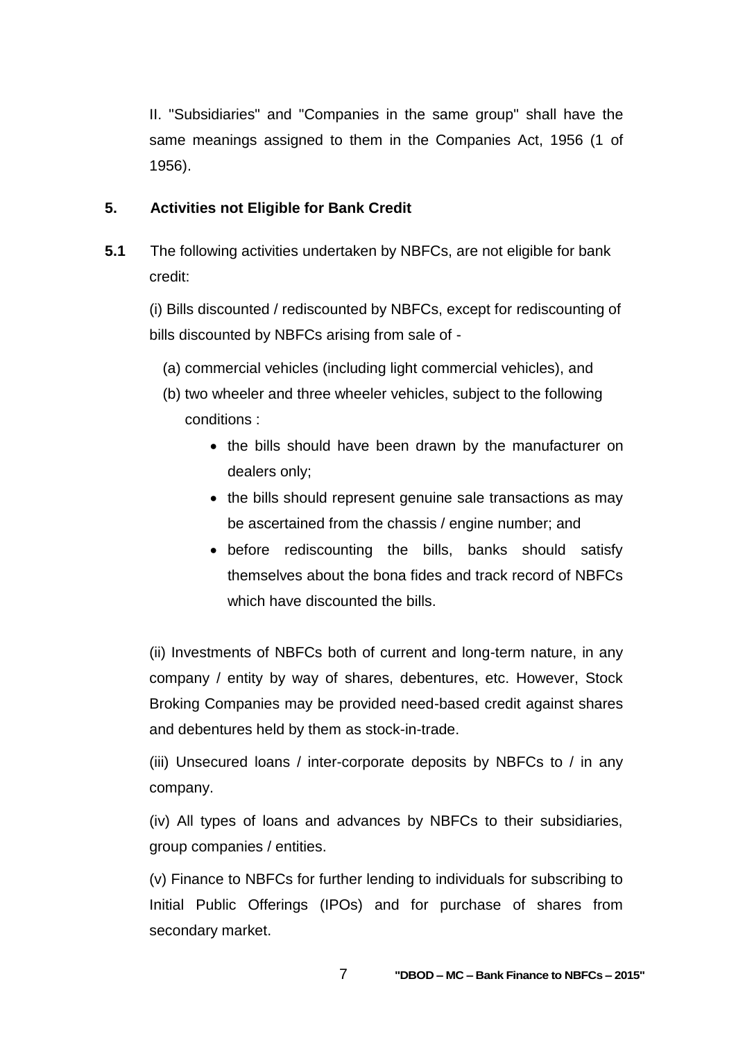II. "Subsidiaries" and "Companies in the same group" shall have the same meanings assigned to them in the Companies Act, 1956 (1 of 1956).

## 5. Activities not Eligible for Bank Credit

**5.1** The following activities undertaken by NBFCs, are not eligible for bank credit:

(i) Bills discounted / rediscounted by NBFCs, except for rediscounting of bills discounted by NBFCs arising from sale of -

(a) commercial vehicles (including light commercial vehicles), and

(b) two wheeler and three wheeler vehicles, subject to the following conditions :

- the bills should have been drawn by the manufacturer on dealers only;
- the bills should represent genuine sale transactions as may be ascertained from the chassis / engine number; and
- before rediscounting the bills, banks should satisfy themselves about the bona fides and track record of NBFCs which have discounted the bills.

(ii) Investments of NBFCs both of current and long-term nature, in any company / entity by way of shares, debentures, etc. However, Stock Broking Companies may be provided need-based credit against shares and debentures held by them as stock-in-trade.

(iii) Unsecured loans / inter-corporate deposits by NBFCs to / in any company.

(iv) All types of loans and advances by NBFCs to their subsidiaries, group companies / entities.

(v) Finance to NBFCs for further lending to individuals for subscribing to Initial Public Offerings (IPOs) and for purchase of shares from secondary market.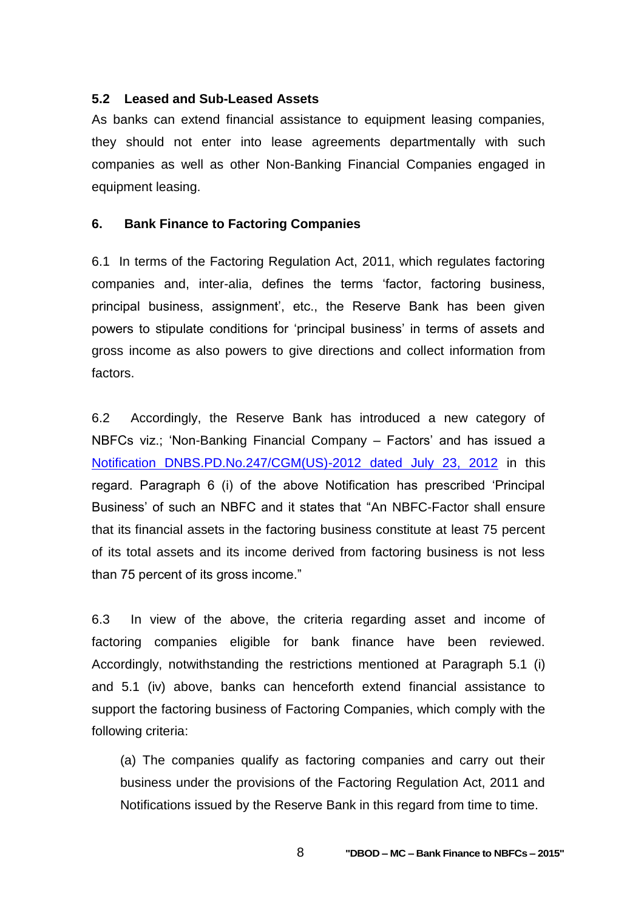### 5.2 Leased and Sub-Leased Assets

As banks can extend financial assistance to equipment leasing companies, they should not enter into lease agreements departmentally with such companies as well as other Non-Banking Financial Companies engaged in equipment leasing.

## 6. Bank Finance to Factoring Companies

6.1 In terms of the Factoring Regulation Act, 2011, which regulates factoring companies and, inter-alia, defines the terms 'factor, factoring business, principal business, assignment', etc., the Reserve Bank has been given powers to stipulate conditions for 'principal business' in terms of assets and gross income as also powers to give directions and collect information from factors.

6.2 Accordingly, the Reserve Bank has introduced a new category of NBFCs viz.; 'Non-Banking Financial Company – Factors' and has issued a Notification DNBS.PD.No.247/CGM(US)-2012 dated July 23, 2012 in this regard. Paragraph 6 (i) of the above Notification has prescribed 'Principal Business' of such an NBFC and it states that "An NBFC-Factor shall ensure that its financial assets in the factoring business constitute at least 75 percent of its total assets and its income derived from factoring business is not less than 75 percent of its gross income."

6.3 In view of the above, the criteria regarding asset and income of factoring companies eligible for bank finance have been reviewed. Accordingly, notwithstanding the restrictions mentioned at Paragraph 5.1 (i) and 5.1 (iv) above, banks can henceforth extend financial assistance to support the factoring business of Factoring Companies, which comply with the following criteria:

(a) The companies qualify as factoring companies and carry out their business under the provisions of the Factoring Regulation Act, 2011 and Notifications issued by the Reserve Bank in this regard from time to time.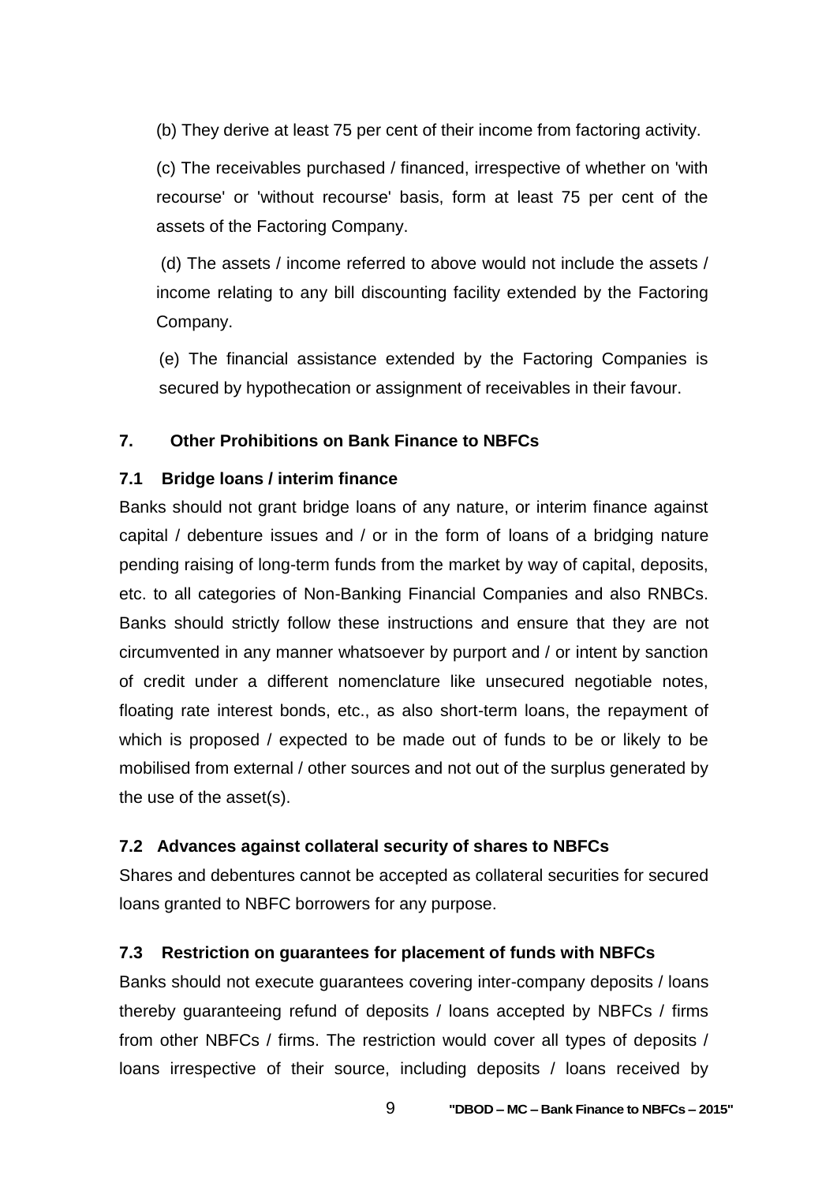(b) They derive at least 75 per cent of their income from factoring activity.

(c) The receivables purchased / financed, irrespective of whether on 'with recourse' or 'without recourse' basis, form at least 75 per cent of the assets of the Factoring Company.

(d) The assets / income referred to above would not include the assets / income relating to any bill discounting facility extended by the Factoring Company.

(e) The financial assistance extended by the Factoring Companies is secured by hypothecation or assignment of receivables in their favour.

## 7. Other Prohibitions on Bank Finance to NBFCs

### 7.1 Bridge loans / interim finance

Banks should not grant bridge loans of any nature, or interim finance against capital / debenture issues and / or in the form of loans of a bridging nature pending raising of long-term funds from the market by way of capital, deposits, etc. to all categories of Non-Banking Financial Companies and also RNBCs. Banks should strictly follow these instructions and ensure that they are not circumvented in any manner whatsoever by purport and / or intent by sanction of credit under a different nomenclature like unsecured negotiable notes, floating rate interest bonds, etc., as also short-term loans, the repayment of which is proposed / expected to be made out of funds to be or likely to be mobilised from external / other sources and not out of the surplus generated by the use of the asset(s).

### 7.2 Advances against collateral security of shares to NBFCs

Shares and debentures cannot be accepted as collateral securities for secured loans granted to NBFC borrowers for any purpose.

### 7.3 Restriction on guarantees for placement of funds with NBFCs

Banks should not execute guarantees covering inter-company deposits / loans thereby guaranteeing refund of deposits / loans accepted by NBFCs / firms from other NBFCs / firms. The restriction would cover all types of deposits / loans irrespective of their source, including deposits / loans received by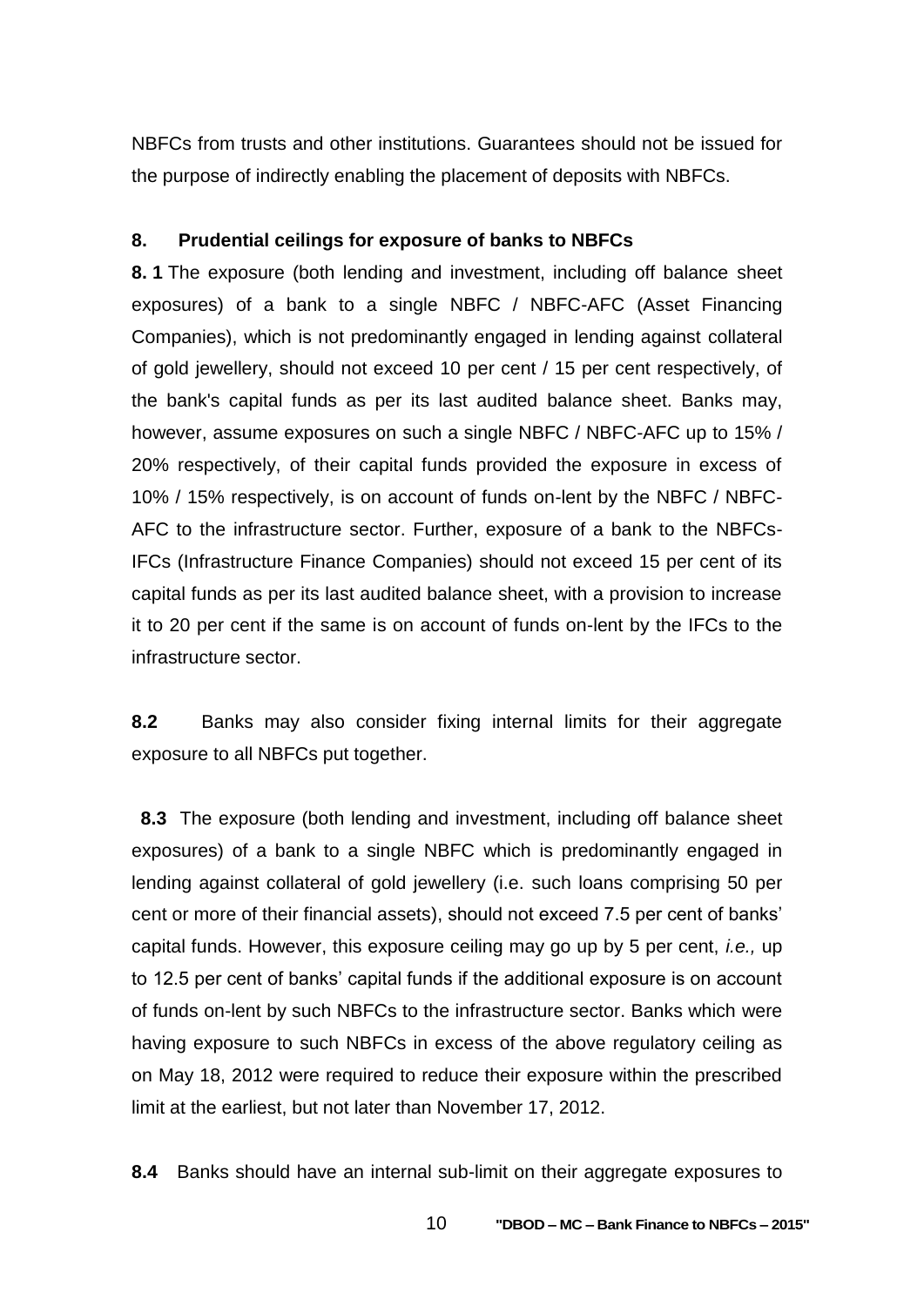NBFCs from trusts and other institutions. Guarantees should not be issued for the purpose of indirectly enabling the placement of deposits with NBFCs.

## 8. Prudential ceilings for exposure of banks to NBFCs

**8. 1** The exposure (both lending and investment, including off balance sheet exposures) of a bank to a single NBFC / NBFC-AFC (Asset Financing Companies), which is not predominantly engaged in lending against collateral of gold jewellery, should not exceed 10 per cent / 15 per cent respectively, of the bank's capital funds as per its last audited balance sheet. Banks may, however, assume exposures on such a single NBFC / NBFC-AFC up to 15% / 20% respectively, of their capital funds provided the exposure in excess of 10% / 15% respectively, is on account of funds on-lent by the NBFC / NBFC-AFC to the infrastructure sector. Further, exposure of a bank to the NBFCs-IFCs (Infrastructure Finance Companies) should not exceed 15 per cent of its capital funds as per its last audited balance sheet, with a provision to increase it to 20 per cent if the same is on account of funds on-lent by the IFCs to the infrastructure sector.

**8.2** Banks may also consider fixing internal limits for their aggregate exposure to all NBFCs put together.

**8.3** The exposure (both lending and investment, including off balance sheet exposures) of a bank to a single NBFC which is predominantly engaged in lending against collateral of gold jewellery (i.e. such loans comprising 50 per cent or more of their financial assets), should not exceed 7.5 per cent of banks' capital funds. However, this exposure ceiling may go up by 5 per cent, *i.e.,* up to 12.5 per cent of banks' capital funds if the additional exposure is on account of funds on-lent by such NBFCs to the infrastructure sector. Banks which were having exposure to such NBFCs in excess of the above regulatory ceiling as on May 18, 2012 were required to reduce their exposure within the prescribed limit at the earliest, but not later than November 17, 2012.

**8.4** Banks should have an internal sub-limit on their aggregate exposures to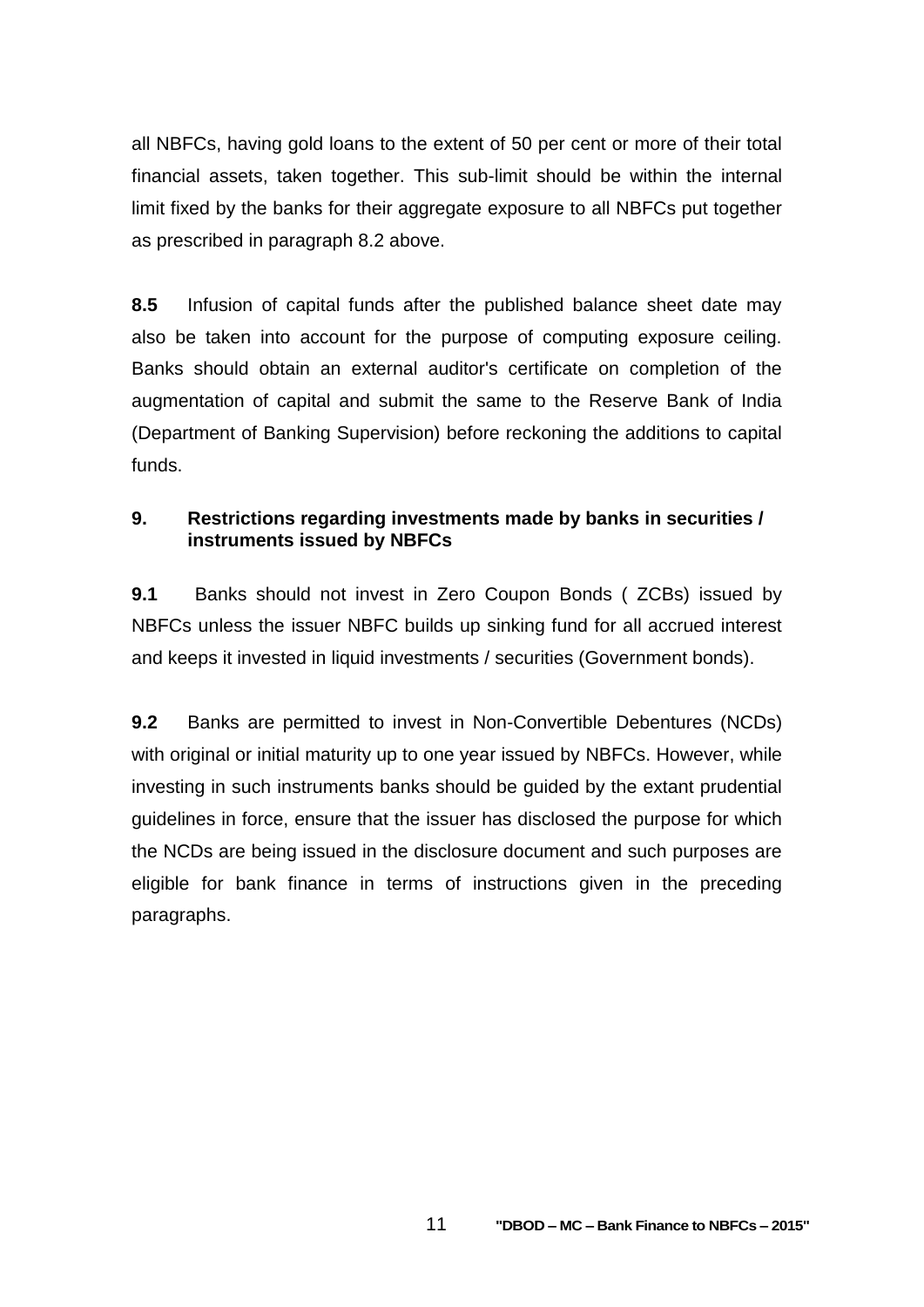all NBFCs, having gold loans to the extent of 50 per cent or more of their total financial assets, taken together. This sub-limit should be within the internal limit fixed by the banks for their aggregate exposure to all NBFCs put together as prescribed in paragraph 8.2 above.

**8.5** Infusion of capital funds after the published balance sheet date may also be taken into account for the purpose of computing exposure ceiling. Banks should obtain an external auditor's certificate on completion of the augmentation of capital and submit the same to the Reserve Bank of India (Department of Banking Supervision) before reckoning the additions to capital funds.

## 9. Restrictions regarding investments made by banks in securities / instruments issued by NBFCs

**9.1** Banks should not invest in Zero Coupon Bonds ( ZCBs) issued by NBFCs unless the issuer NBFC builds up sinking fund for all accrued interest and keeps it invested in liquid investments / securities (Government bonds).

**9.2** Banks are permitted to invest in Non-Convertible Debentures (NCDs) with original or initial maturity up to one year issued by NBFCs. However, while investing in such instruments banks should be guided by the extant prudential guidelines in force, ensure that the issuer has disclosed the purpose for which the NCDs are being issued in the disclosure document and such purposes are eligible for bank finance in terms of instructions given in the preceding paragraphs.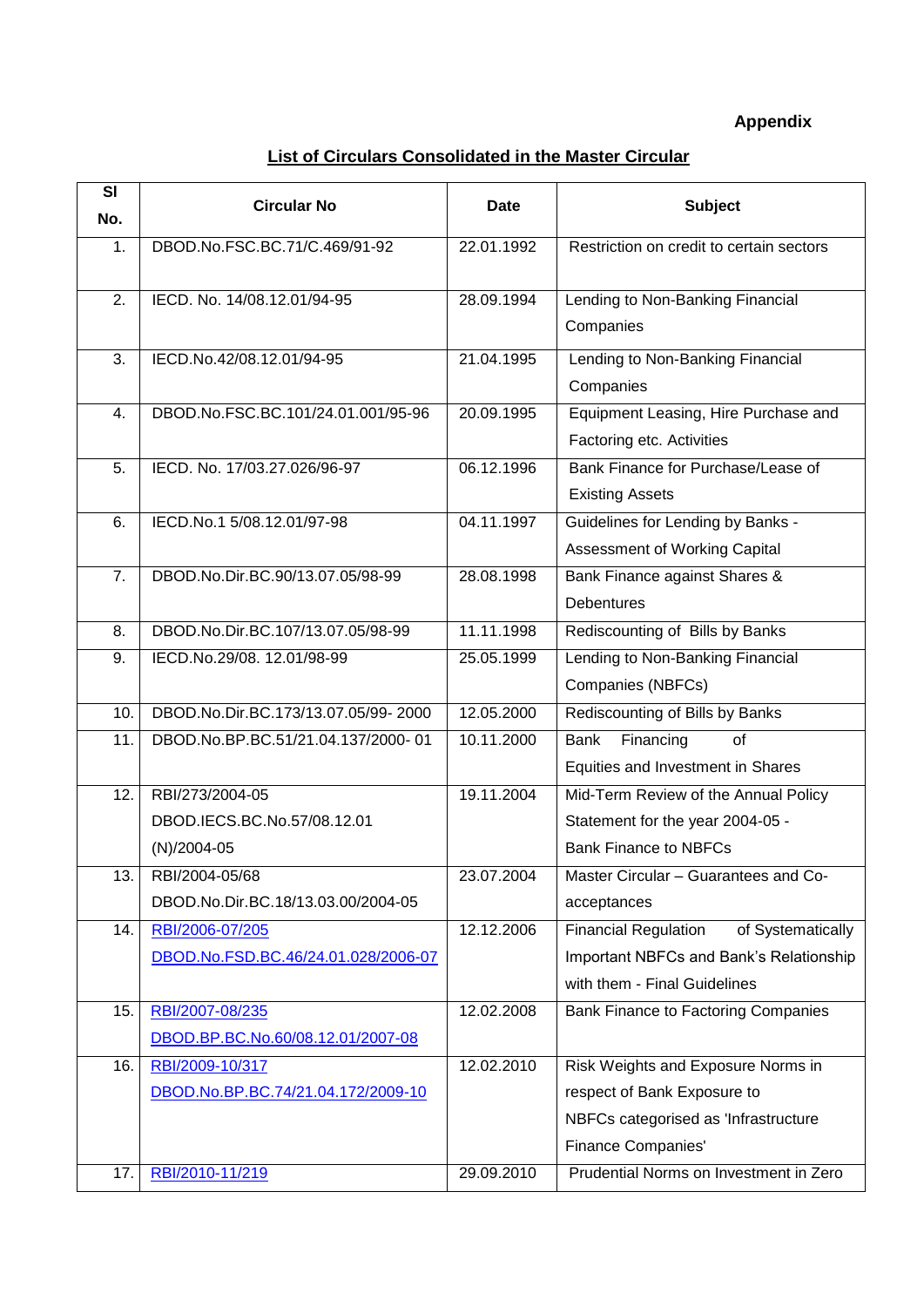**Appendix**

## List of Circulars Consolidated in the Master Circular

| Sl No. | Circular No | Date | Subject |
|---|---|---|---|
| 1. | DBOD.No.FSC.BC.71/C.469/91-92 | 22.01.1992 | Restriction on credit to certain sectors |
| 2. | IECD. No. 14/08.12.01/94-95 | 28.09.1994 | Lending to Non-Banking Financial Companies |
| 3. | IECD.No.42/08.12.01/94-95 | 21.04.1995 | Lending to Non-Banking Financial Companies |
| 4. | DBOD.No.FSC.BC.101/24.01.001/95-96 | 20.09.1995 | Equipment Leasing, Hire Purchase and Factoring etc. Activities |
| 5. | IECD. No. 17/03.27.026/96-97 | 06.12.1996 | Bank Finance for Purchase/Lease of Existing Assets |
| 6. | IECD.No.1 5/08.12.01/97-98 | 04.11.1997 | Guidelines for Lending by Banks - Assessment of Working Capital |
| 7. | DBOD.No.Dir.BC.90/13.07.05/98-99 | 28.08.1998 | Bank Finance against Shares & Debentures |
| 8. | DBOD.No.Dir.BC.107/13.07.05/98-99 | 11.11.1998 | Rediscounting of Bills by Banks |
| 9. | IECD.No.29/08. 12.01/98-99 | 25.05.1999 | Lending to Non-Banking Financial Companies (NBFCs) |
| 10. | DBOD.No.Dir.BC.173/13.07.05/99- 2000 | 12.05.2000 | Rediscounting of Bills by Banks |
| 11. | DBOD.No.BP.BC.51/21.04.137/2000- 01 | 10.11.2000 | Bank Financing of Equities and Investment in Shares |
| 12. | RBI/273/2004-05 DBOD.IECS.BC.No.57/08.12.01 (N)/2004-05 | 19.11.2004 | Mid-Term Review of the Annual Policy Statement for the year 2004-05 - Bank Finance to NBFCs |
| 13. | RBI/2004-05/68 DBOD.No.Dir.BC.18/13.03.00/2004-05 | 23.07.2004 | Master Circular – Guarantees and Co-acceptances |
| 14. | RBI/2006-07/205 DBOD.No.FSD.BC.46/24.01.028/2006-07 | 12.12.2006 | Financial Regulation of Systematically Important NBFCs and Bank's Relationship with them - Final Guidelines |
| 15. | RBI/2007-08/235 DBOD.BP.BC.No.60/08.12.01/2007-08 | 12.02.2008 | Bank Finance to Factoring Companies |
| 16. | RBI/2009-10/317 DBOD.No.BP.BC.74/21.04.172/2009-10 | 12.02.2010 | Risk Weights and Exposure Norms in respect of Bank Exposure to NBFCs categorised as 'Infrastructure Finance Companies' |
| 17. | RBI/2010-11/219 | 29.09.2010 | Prudential Norms on Investment in Zero |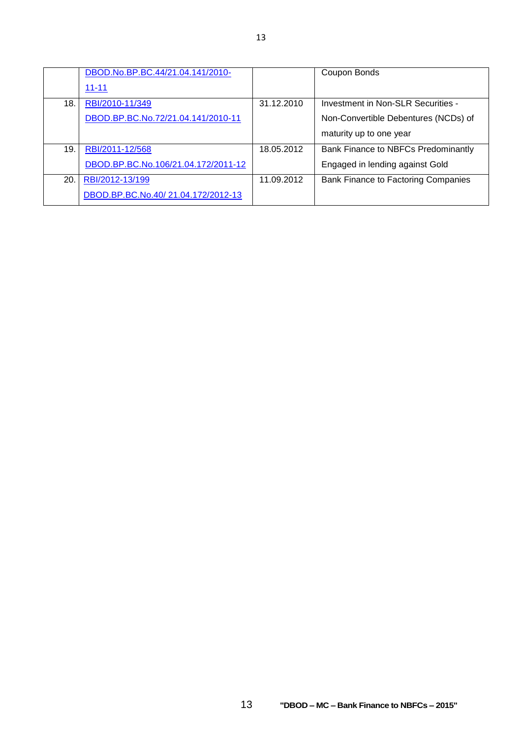| | | | |
|---|---|---|---|
| | DBOD.No.BP.BC.44/21.04.141/2010-11-11 | | Coupon Bonds |
| 18. | RBI/2010-11/349 DBOD.BP.BC.No.72/21.04.141/2010-11 | 31.12.2010 | Investment in Non-SLR Securities - Non-Convertible Debentures (NCDs) of maturity up to one year |
| 19. | RBI/2011-12/568 DBOD.BP.BC.No.106/21.04.172/2011-12 | 18.05.2012 | Bank Finance to NBFCs Predominantly Engaged in lending against Gold |
| 20. | RBI/2012-13/199 DBOD.BP.BC.No.40/ 21.04.172/2012-13 | 11.09.2012 | Bank Finance to Factoring Companies |